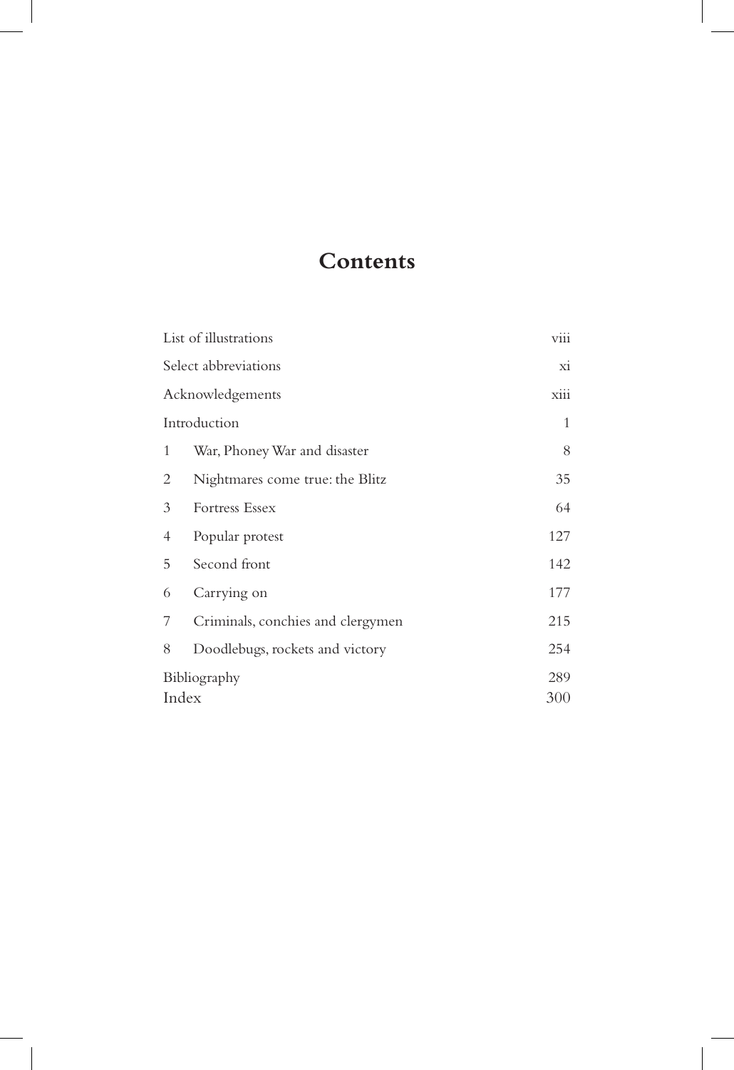# Contents

| | | |
|---|---|---|
| List of illustrations | | viii |
| Select abbreviations | | xi |
| Acknowledgements | | xiii |
| Introduction | | 1 |
| 1 | War, Phoney War and disaster | 8 |
| 2 | Nightmares come true: the Blitz | 35 |
| 3 | Fortress Essex | 64 |
| 4 | Popular protest | 127 |
| 5 | Second front | 142 |
| 6 | Carrying on | 177 |
| 7 | Criminals, conchies and clergymen | 215 |
| 8 | Doodlebugs, rockets and victory | 254 |
| Bibliography | | 289 |
| Index | | 300 |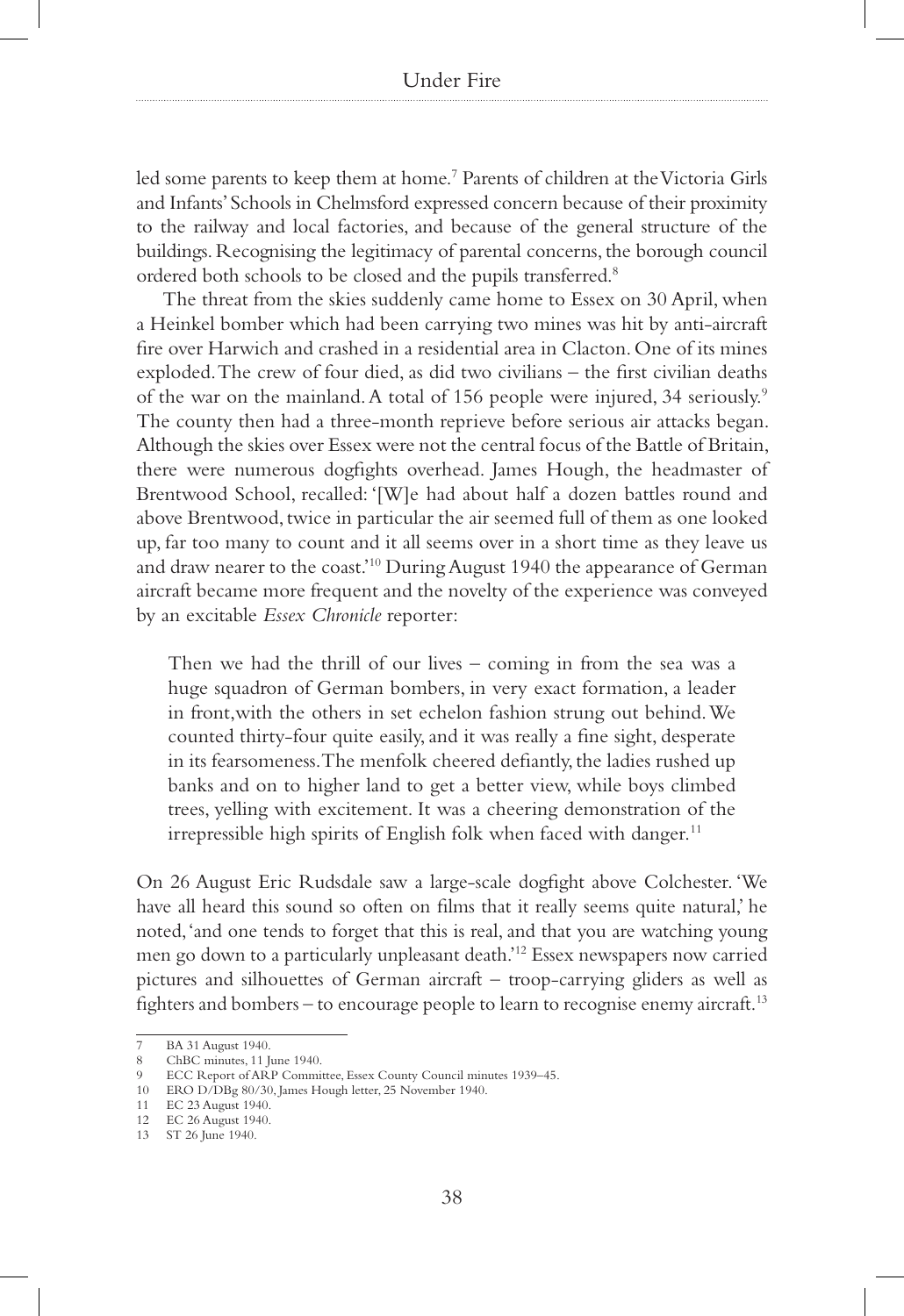led some parents to keep them at home.[7] Parents of children at the Victoria Girls and Infants' Schools in Chelmsford expressed concern because of their proximity to the railway and local factories, and because of the general structure of the buildings. Recognising the legitimacy of parental concerns, the borough council ordered both schools to be closed and the pupils transferred.[8]

The threat from the skies suddenly came home to Essex on 30 April, when a Heinkel bomber which had been carrying two mines was hit by anti-aircraft fire over Harwich and crashed in a residential area in Clacton. One of its mines exploded. The crew of four died, as did two civilians – the first civilian deaths of the war on the mainland. A total of 156 people were injured, 34 seriously.[9] The county then had a three-month reprieve before serious air attacks began. Although the skies over Essex were not the central focus of the Battle of Britain, there were numerous dogfights overhead. James Hough, the headmaster of Brentwood School, recalled: '[W]e had about half a dozen battles round and above Brentwood, twice in particular the air seemed full of them as one looked up, far too many to count and it all seems over in a short time as they leave us and draw nearer to the coast.'[10] During August 1940 the appearance of German aircraft became more frequent and the novelty of the experience was conveyed by an excitable *Essex Chronicle* reporter:

> Then we had the thrill of our lives – coming in from the sea was a huge squadron of German bombers, in very exact formation, a leader in front, with the others in set echelon fashion strung out behind. We counted thirty-four quite easily, and it was really a fine sight, desperate in its fearsomeness. The menfolk cheered defiantly, the ladies rushed up banks and on to higher land to get a better view, while boys climbed trees, yelling with excitement. It was a cheering demonstration of the irrepressible high spirits of English folk when faced with danger.[11]

On 26 August Eric Rudsdale saw a large-scale dogfight above Colchester. 'We have all heard this sound so often on films that it really seems quite natural,' he noted, 'and one tends to forget that this is real, and that you are watching young men go down to a particularly unpleasant death.'[12] Essex newspapers now carried pictures and silhouettes of German aircraft – troop-carrying gliders as well as fighters and bombers – to encourage people to learn to recognise enemy aircraft.[13]

---

7 BA 31 August 1940.
8 ChBC minutes, 11 June 1940.
9 ECC Report of ARP Committee, Essex County Council minutes 1939–45.
10 ERO D/DBg 80/30, James Hough letter, 25 November 1940.
11 EC 23 August 1940.
12 EC 26 August 1940.
13 ST 26 June 1940.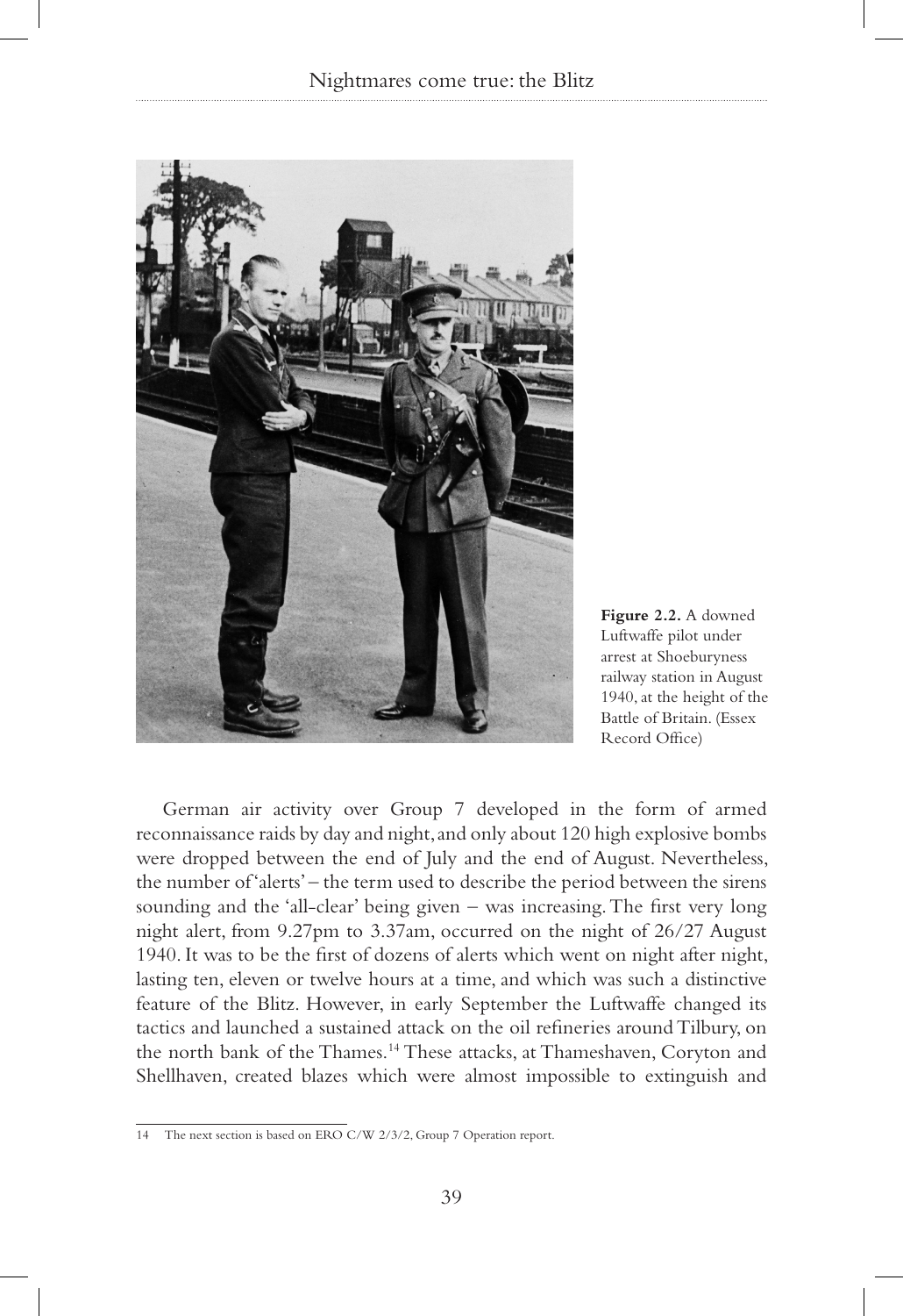Figure 2.2. A downed Luftwaffe pilot under arrest at Shoeburyness railway station in August 1940, at the height of the Battle of Britain. (Essex Record Office)

German air activity over Group 7 developed in the form of armed reconnaissance raids by day and night, and only about 120 high explosive bombs were dropped between the end of July and the end of August. Nevertheless, the number of 'alerts' – the term used to describe the period between the sirens sounding and the 'all-clear' being given – was increasing. The first very long night alert, from 9.27pm to 3.37am, occurred on the night of 26/27 August 1940. It was to be the first of dozens of alerts which went on night after night, lasting ten, eleven or twelve hours at a time, and which was such a distinctive feature of the Blitz. However, in early September the Luftwaffe changed its tactics and launched a sustained attack on the oil refineries around Tilbury, on the north bank of the Thames.[14] These attacks, at Thameshaven, Coryton and Shellhaven, created blazes which were almost impossible to extinguish and

---

14 The next section is based on ERO C/W 2/3/2, Group 7 Operation report.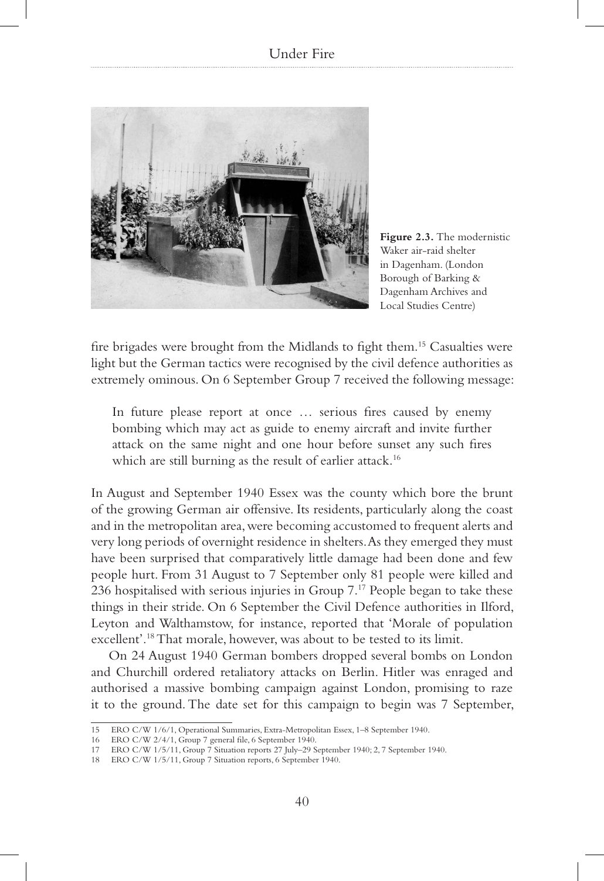**Figure 2.3.** The modernistic Waker air-raid shelter in Dagenham. (London Borough of Barking & Dagenham Archives and Local Studies Centre)

fire brigades were brought from the Midlands to fight them.[15] Casualties were light but the German tactics were recognised by the civil defence authorities as extremely ominous. On 6 September Group 7 received the following message:

> In future please report at once … serious fires caused by enemy bombing which may act as guide to enemy aircraft and invite further attack on the same night and one hour before sunset any such fires which are still burning as the result of earlier attack.[16]

In August and September 1940 Essex was the county which bore the brunt of the growing German air offensive. Its residents, particularly along the coast and in the metropolitan area, were becoming accustomed to frequent alerts and very long periods of overnight residence in shelters. As they emerged they must have been surprised that comparatively little damage had been done and few people hurt. From 31 August to 7 September only 81 people were killed and 236 hospitalised with serious injuries in Group 7.[17] People began to take these things in their stride. On 6 September the Civil Defence authorities in Ilford, Leyton and Walthamstow, for instance, reported that 'Morale of population excellent'.[18] That morale, however, was about to be tested to its limit.

On 24 August 1940 German bombers dropped several bombs on London and Churchill ordered retaliatory attacks on Berlin. Hitler was enraged and authorised a massive bombing campaign against London, promising to raze it to the ground. The date set for this campaign to begin was 7 September,

---

15 ERO C/W 1/6/1, Operational Summaries, Extra-Metropolitan Essex, 1–8 September 1940.
16 ERO C/W 2/4/1, Group 7 general file, 6 September 1940.
17 ERO C/W 1/5/11, Group 7 Situation reports 27 July–29 September 1940; 2, 7 September 1940.
18 ERO C/W 1/5/11, Group 7 Situation reports, 6 September 1940.